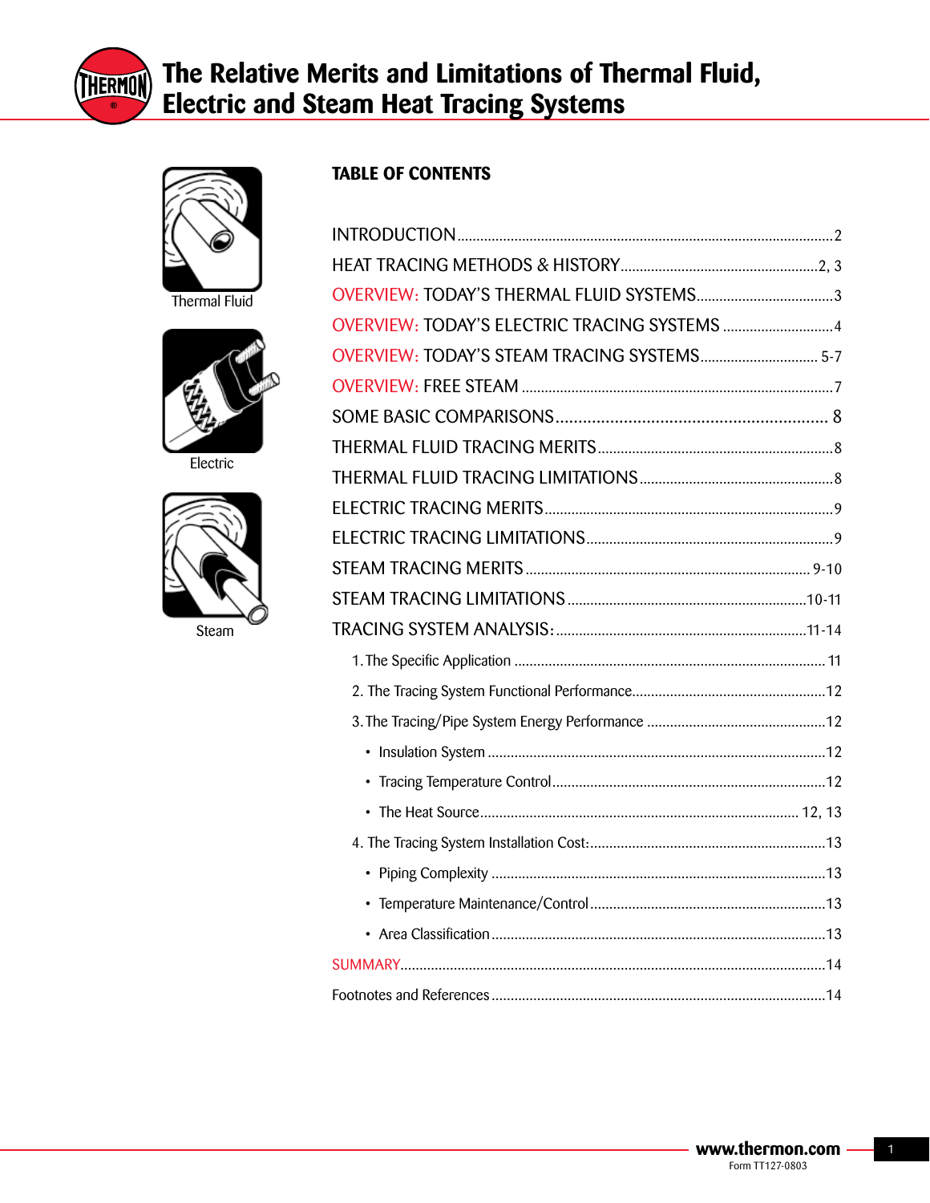# The Relative Merits and Limitations of Thermal Fluid, Electric and Steam Heat Tracing Systems

Thermal Fluid

Electric

Steam

## TABLE OF CONTENTS

INTRODUCTION .......... 2

HEAT TRACING METHODS & HISTORY .......... 2, 3

OVERVIEW: TODAY'S THERMAL FLUID SYSTEMS .......... 3

OVERVIEW: TODAY'S ELECTRIC TRACING SYSTEMS .......... 4

OVERVIEW: TODAY'S STEAM TRACING SYSTEMS .......... 5-7

OVERVIEW: FREE STEAM .......... 7

SOME BASIC COMPARISONS .......... 8

THERMAL FLUID TRACING MERITS .......... 8

THERMAL FLUID TRACING LIMITATIONS .......... 8

ELECTRIC TRACING MERITS .......... 9

ELECTRIC TRACING LIMITATIONS .......... 9

STEAM TRACING MERITS .......... 9-10

STEAM TRACING LIMITATIONS .......... 10-11

TRACING SYSTEM ANALYSIS: .......... 11-14

1. The Specific Application .......... 11
2. The Tracing System Functional Performance .......... 12
3. The Tracing/Pipe System Energy Performance .......... 12
   - Insulation System .......... 12
   - Tracing Temperature Control .......... 12
   - The Heat Source .......... 12, 13
4. The Tracing System Installation Cost: .......... 13
   - Piping Complexity .......... 13
   - Temperature Maintenance/Control .......... 13
   - Area Classification .......... 13

SUMMARY .......... 14

Footnotes and References .......... 14

www.thermon.com

Form TT127-0803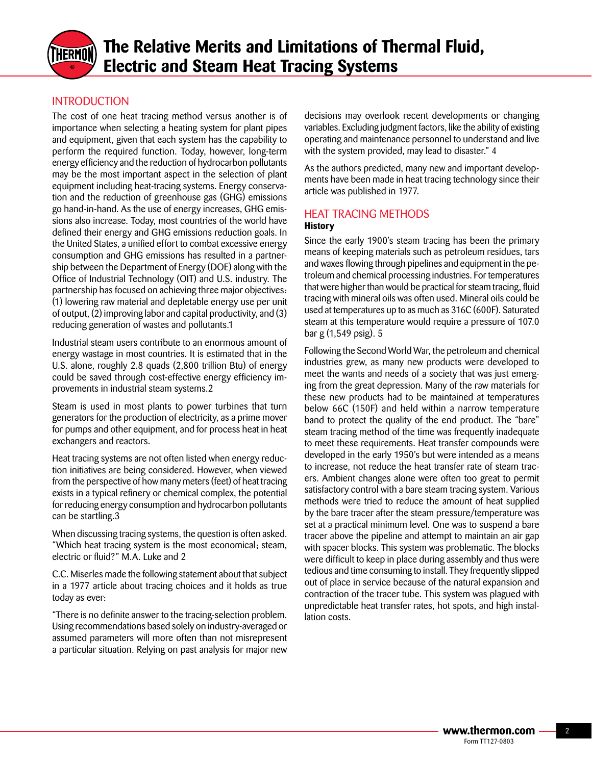# The Relative Merits and Limitations of Thermal Fluid, Electric and Steam Heat Tracing Systems

## INTRODUCTION

The cost of one heat tracing method versus another is of importance when selecting a heating system for plant pipes and equipment, given that each system has the capability to perform the required function. Today, however, long-term energy efficiency and the reduction of hydrocarbon pollutants may be the most important aspect in the selection of plant equipment including heat-tracing systems. Energy conservation and the reduction of greenhouse gas (GHG) emissions go hand-in-hand. As the use of energy increases, GHG emissions also increase. Today, most countries of the world have defined their energy and GHG emissions reduction goals. In the United States, a unified effort to combat excessive energy consumption and GHG emissions has resulted in a partnership between the Department of Energy (DOE) along with the Office of Industrial Technology (OIT) and U.S. industry. The partnership has focused on achieving three major objectives: (1) lowering raw material and depletable energy use per unit of output, (2) improving labor and capital productivity, and (3) reducing generation of wastes and pollutants.1

Industrial steam users contribute to an enormous amount of energy wastage in most countries. It is estimated that in the U.S. alone, roughly 2.8 quads (2,800 trillion Btu) of energy could be saved through cost-effective energy efficiency improvements in industrial steam systems.2

Steam is used in most plants to power turbines that turn generators for the production of electricity, as a prime mover for pumps and other equipment, and for process heat in heat exchangers and reactors.

Heat tracing systems are not often listed when energy reduction initiatives are being considered. However, when viewed from the perspective of how many meters (feet) of heat tracing exists in a typical refinery or chemical complex, the potential for reducing energy consumption and hydrocarbon pollutants can be startling.3

When discussing tracing systems, the question is often asked. "Which heat tracing system is the most economical; steam, electric or fluid?" M.A. Luke and 2

C.C. Miserles made the following statement about that subject in a 1977 article about tracing choices and it holds as true today as ever:

"There is no definite answer to the tracing-selection problem. Using recommendations based solely on industry-averaged or assumed parameters will more often than not misrepresent a particular situation. Relying on past analysis for major new decisions may overlook recent developments or changing variables. Excluding judgment factors, like the ability of existing operating and maintenance personnel to understand and live with the system provided, may lead to disaster." 4

As the authors predicted, many new and important developments have been made in heat tracing technology since their article was published in 1977.

## HEAT TRACING METHODS

### History

Since the early 1900's steam tracing has been the primary means of keeping materials such as petroleum residues, tars and waxes flowing through pipelines and equipment in the petroleum and chemical processing industries. For temperatures that were higher than would be practical for steam tracing, fluid tracing with mineral oils was often used. Mineral oils could be used at temperatures up to as much as 316C (600F). Saturated steam at this temperature would require a pressure of 107.0 bar g (1,549 psig). 5

Following the Second World War, the petroleum and chemical industries grew, as many new products were developed to meet the wants and needs of a society that was just emerging from the great depression. Many of the raw materials for these new products had to be maintained at temperatures below 66C (150F) and held within a narrow temperature band to protect the quality of the end product. The "bare" steam tracing method of the time was frequently inadequate to meet these requirements. Heat transfer compounds were developed in the early 1950's but were intended as a means to increase, not reduce the heat transfer rate of steam tracers. Ambient changes alone were often too great to permit satisfactory control with a bare steam tracing system. Various methods were tried to reduce the amount of heat supplied by the bare tracer after the steam pressure/temperature was set at a practical minimum level. One was to suspend a bare tracer above the pipeline and attempt to maintain an air gap with spacer blocks. This system was problematic. The blocks were difficult to keep in place during assembly and thus were tedious and time consuming to install. They frequently slipped out of place in service because of the natural expansion and contraction of the tracer tube. This system was plagued with unpredictable heat transfer rates, hot spots, and high installation costs.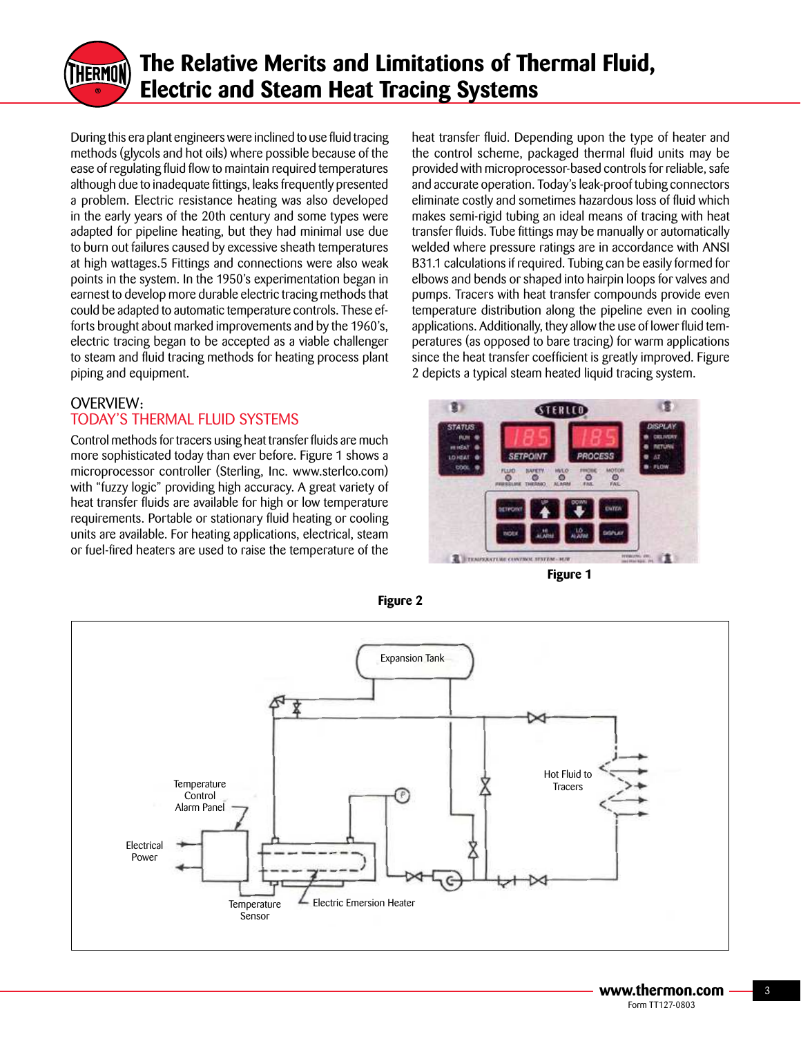During this era plant engineers were inclined to use fluid tracing methods (glycols and hot oils) where possible because of the ease of regulating fluid flow to maintain required temperatures although due to inadequate fittings, leaks frequently presented a problem. Electric resistance heating was also developed in the early years of the 20th century and some types were adapted for pipeline heating, but they had minimal use due to burn out failures caused by excessive sheath temperatures at high wattages.5 Fittings and connections were also weak points in the system. In the 1950's experimentation began in earnest to develop more durable electric tracing methods that could be adapted to automatic temperature controls. These efforts brought about marked improvements and by the 1960's, electric tracing began to be accepted as a viable challenger to steam and fluid tracing methods for heating process plant piping and equipment.

## OVERVIEW:
## TODAY'S THERMAL FLUID SYSTEMS

Control methods for tracers using heat transfer fluids are much more sophisticated today than ever before. Figure 1 shows a microprocessor controller (Sterling, Inc. www.sterlco.com) with "fuzzy logic" providing high accuracy. A great variety of heat transfer fluids are available for high or low temperature requirements. Portable or stationary fluid heating or cooling units are available. For heating applications, electrical, steam or fuel-fired heaters are used to raise the temperature of the heat transfer fluid. Depending upon the type of heater and the control scheme, packaged thermal fluid units may be provided with microprocessor-based controls for reliable, safe and accurate operation. Today's leak-proof tubing connectors eliminate costly and sometimes hazardous loss of fluid which makes semi-rigid tubing an ideal means of tracing with heat transfer fluids. Tube fittings may be manually or automatically welded where pressure ratings are in accordance with ANSI B31.1 calculations if required. Tubing can be easily formed for elbows and bends or shaped into hairpin loops for valves and pumps. Tracers with heat transfer compounds provide even temperature distribution along the pipeline even in cooling applications. Additionally, they allow the use of lower fluid temperatures (as opposed to bare tracing) for warm applications since the heat transfer coefficient is greatly improved. Figure 2 depicts a typical steam heated liquid tracing system.

**Figure 1**

**Figure 2**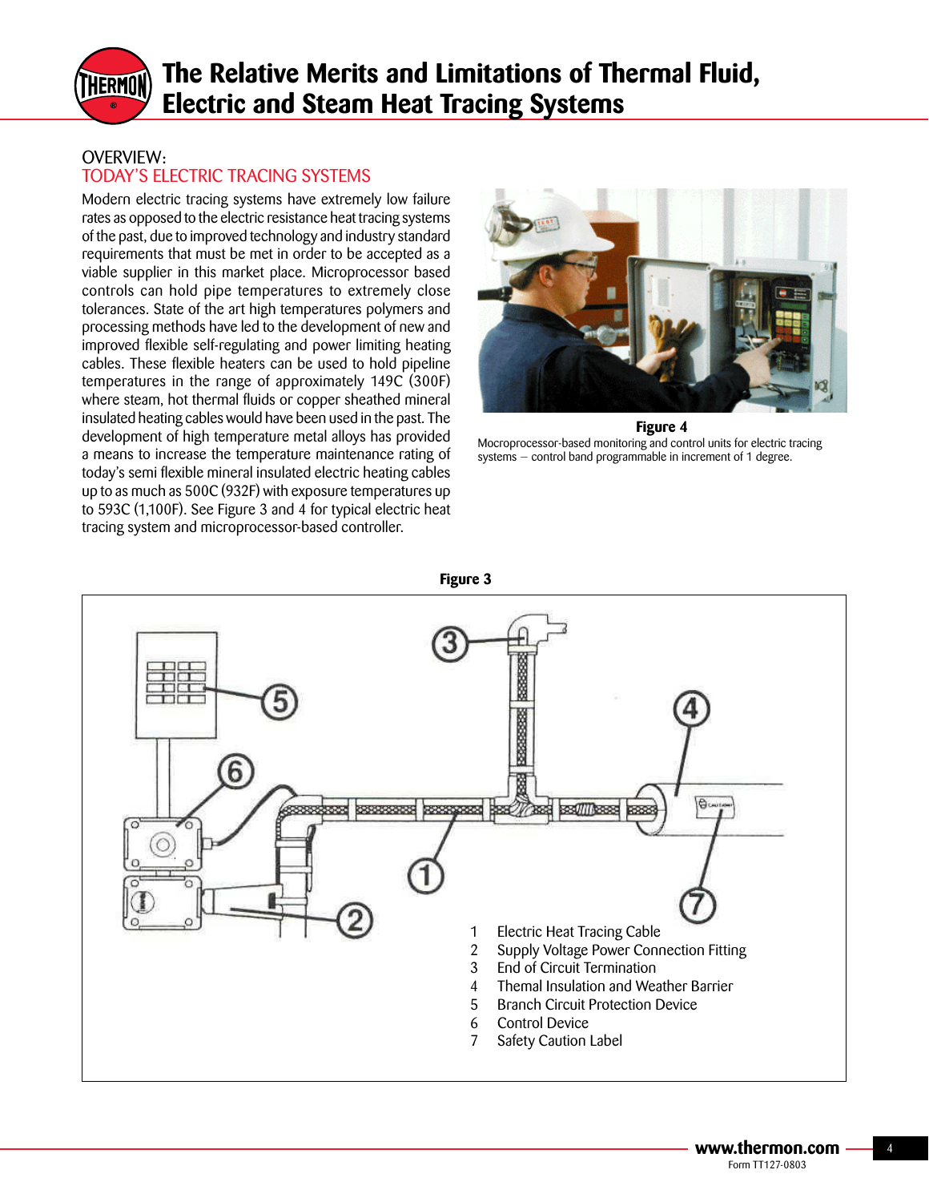## OVERVIEW:
## TODAY'S ELECTRIC TRACING SYSTEMS

Modern electric tracing systems have extremely low failure rates as opposed to the electric resistance heat tracing systems of the past, due to improved technology and industry standard requirements that must be met in order to be accepted as a viable supplier in this market place. Microprocessor based controls can hold pipe temperatures to extremely close tolerances. State of the art high temperatures polymers and processing methods have led to the development of new and improved flexible self-regulating and power limiting heating cables. These flexible heaters can be used to hold pipeline temperatures in the range of approximately 149C (300F) where steam, hot thermal fluids or copper sheathed mineral insulated heating cables would have been used in the past. The development of high temperature metal alloys has provided a means to increase the temperature maintenance rating of today's semi flexible mineral insulated electric heating cables up to as much as 500C (932F) with exposure temperatures up to 593C (1,100F). See Figure 3 and 4 for typical electric heat tracing system and microprocessor-based controller.

**Figure 4**

Mocroprocessor-based monitoring and control units for electric tracing systems – control band programmable in increment of 1 degree.

**Figure 3**

1 Electric Heat Tracing Cable
2 Supply Voltage Power Connection Fitting
3 End of Circuit Termination
4 Themal Insulation and Weather Barrier
5 Branch Circuit Protection Device
6 Control Device
7 Safety Caution Label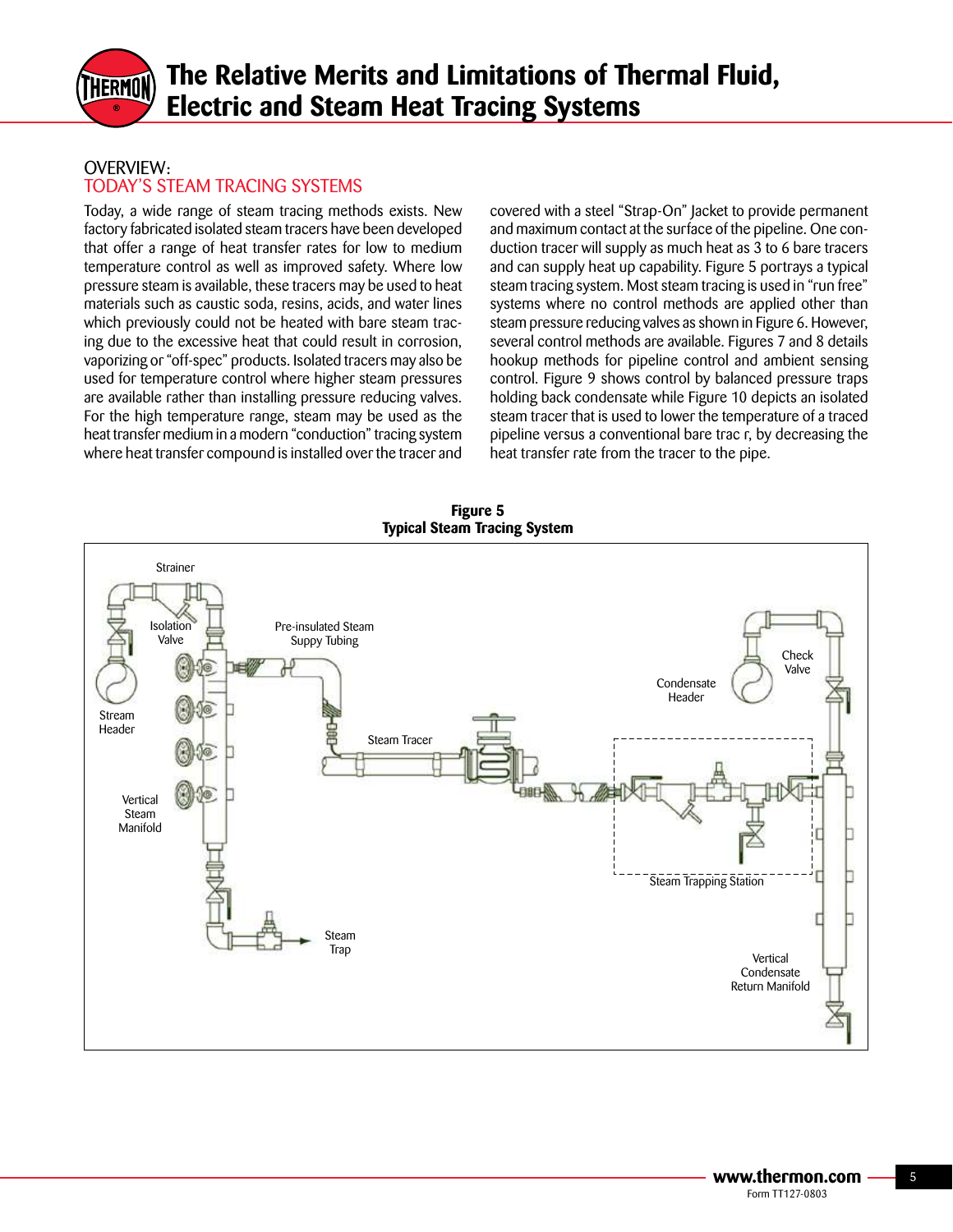## OVERVIEW:
## TODAY'S STEAM TRACING SYSTEMS

Today, a wide range of steam tracing methods exists. New factory fabricated isolated steam tracers have been developed that offer a range of heat transfer rates for low to medium temperature control as well as improved safety. Where low pressure steam is available, these tracers may be used to heat materials such as caustic soda, resins, acids, and water lines which previously could not be heated with bare steam tracing due to the excessive heat that could result in corrosion, vaporizing or "off-spec" products. Isolated tracers may also be used for temperature control where higher steam pressures are available rather than installing pressure reducing valves. For the high temperature range, steam may be used as the heat transfer medium in a modern "conduction" tracing system where heat transfer compound is installed over the tracer and covered with a steel "Strap-On" Jacket to provide permanent and maximum contact at the surface of the pipeline. One conduction tracer will supply as much heat as 3 to 6 bare tracers and can supply heat up capability. Figure 5 portrays a typical steam tracing system. Most steam tracing is used in "run free" systems where no control methods are applied other than steam pressure reducing valves as shown in Figure 6. However, several control methods are available. Figures 7 and 8 details hookup methods for pipeline control and ambient sensing control. Figure 9 shows control by balanced pressure traps holding back condensate while Figure 10 depicts an isolated steam tracer that is used to lower the temperature of a traced pipeline versus a conventional bare trac r, by decreasing the heat transfer rate from the tracer to the pipe.

**Figure 5**
**Typical Steam Tracing System**

Strainer

Isolation Valve

Pre-insulated Steam Suppy Tubing

Stream Header

Vertical Steam Manifold

Steam Tracer

Steam Trap

Condensate Header

Check Valve

Steam Trapping Station

Vertical Condensate Return Manifold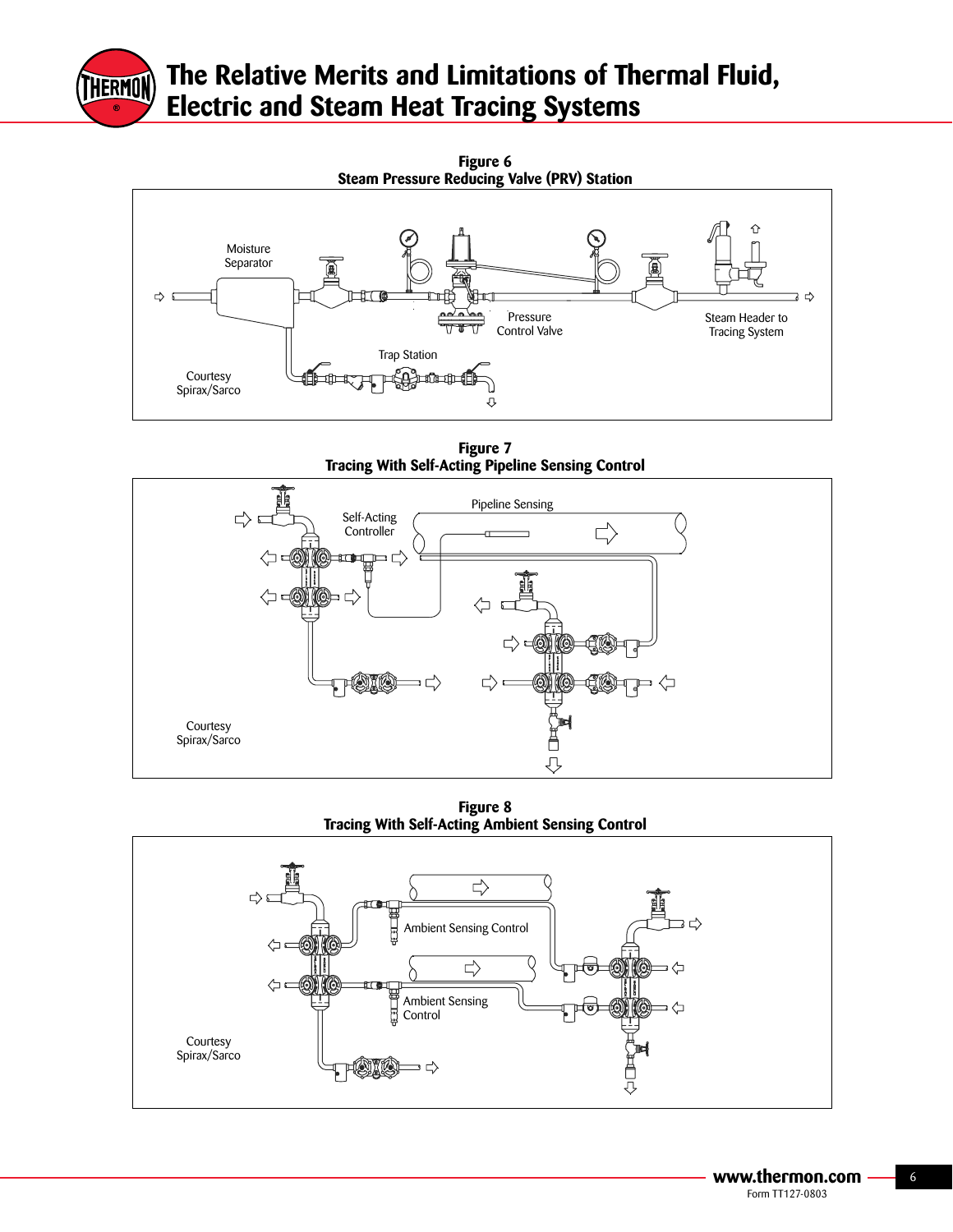**Figure 6**
**Steam Pressure Reducing Valve (PRV) Station**

Moisture Separator

Pressure Control Valve

Steam Header to Tracing System

Trap Station

Courtesy Spirax/Sarco

**Figure 7**
**Tracing With Self-Acting Pipeline Sensing Control**

Self-Acting Controller

Pipeline Sensing

Courtesy Spirax/Sarco

**Figure 8**
**Tracing With Self-Acting Ambient Sensing Control**

Ambient Sensing Control

Ambient Sensing Control

Courtesy Spirax/Sarco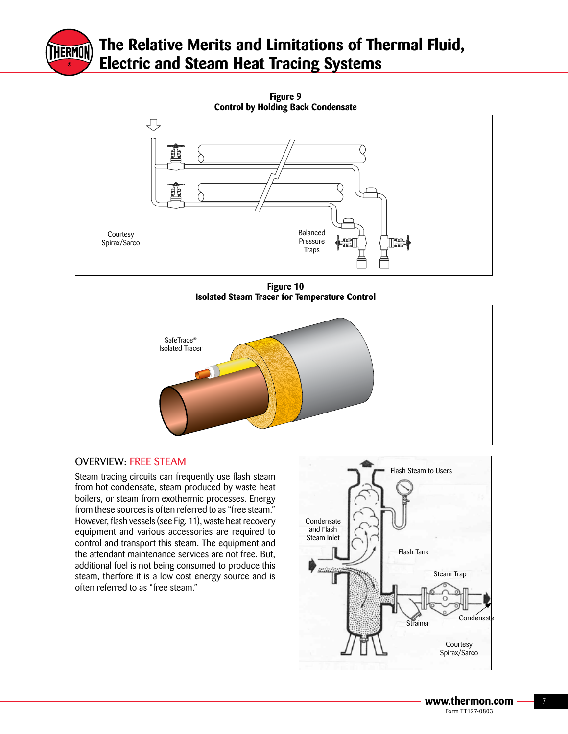**Figure 9**
**Control by Holding Back Condensate**

Courtesy Spirax/Sarco

Balanced Pressure Traps

**Figure 10**
**Isolated Steam Tracer for Temperature Control**

SafeTrace® Isolated Tracer

## OVERVIEW: FREE STEAM

Steam tracing circuits can frequently use flash steam from hot condensate, steam produced by waste heat boilers, or steam from exothermic processes. Energy from these sources is often referred to as "free steam." However, flash vessels (see Fig. 11), waste heat recovery equipment and various accessories are required to control and transport this steam. The equipment and the attendant maintenance services are not free. But, additional fuel is not being consumed to produce this steam, therfore it is a low cost energy source and is often referred to as "free steam."

Flash Steam to Users

Condensate and Flash Steam Inlet

Flash Tank

Steam Trap

Strainer

Condensate

Courtesy Spirax/Sarco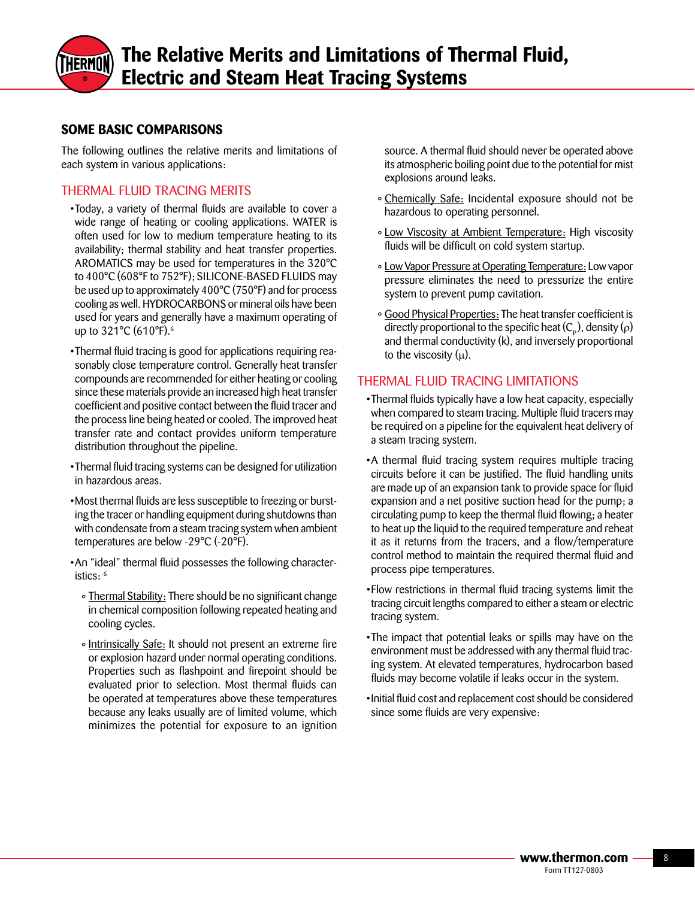## SOME BASIC COMPARISONS

The following outlines the relative merits and limitations of each system in various applications:

### THERMAL FLUID TRACING MERITS

- Today, a variety of thermal fluids are available to cover a wide range of heating or cooling applications. WATER is often used for low to medium temperature heating to its availability; thermal stability and heat transfer properties. AROMATICS may be used for temperatures in the 320°C to 400°C (608°F to 752°F); SILICONE-BASED FLUIDS may be used up to approximately 400°C (750°F) and for process cooling as well. HYDROCARBONS or mineral oils have been used for years and generally have a maximum operating of up to 321°C (610°F).[6]
- Thermal fluid tracing is good for applications requiring reasonably close temperature control. Generally heat transfer compounds are recommended for either heating or cooling since these materials provide an increased high heat transfer coefficient and positive contact between the fluid tracer and the process line being heated or cooled. The improved heat transfer rate and contact provides uniform temperature distribution throughout the pipeline.
- Thermal fluid tracing systems can be designed for utilization in hazardous areas.
- Most thermal fluids are less susceptible to freezing or bursting the tracer or handling equipment during shutdowns than with condensate from a steam tracing system when ambient temperatures are below -29°C (-20°F).
- An "ideal" thermal fluid possesses the following characteristics: [6]
  - Thermal Stability: There should be no significant change in chemical composition following repeated heating and cooling cycles.
  - Intrinsically Safe: It should not present an extreme fire or explosion hazard under normal operating conditions. Properties such as flashpoint and firepoint should be evaluated prior to selection. Most thermal fluids can be operated at temperatures above these temperatures because any leaks usually are of limited volume, which minimizes the potential for exposure to an ignition source. A thermal fluid should never be operated above its atmospheric boiling point due to the potential for mist explosions around leaks.
  - Chemically Safe: Incidental exposure should not be hazardous to operating personnel.
  - Low Viscosity at Ambient Temperature: High viscosity fluids will be difficult on cold system startup.
  - Low Vapor Pressure at Operating Temperature: Low vapor pressure eliminates the need to pressurize the entire system to prevent pump cavitation.
  - Good Physical Properties: The heat transfer coefficient is directly proportional to the specific heat ($C_p$), density ($\rho$) and thermal conductivity (k), and inversely proportional to the viscosity ($\mu$).

### THERMAL FLUID TRACING LIMITATIONS

- Thermal fluids typically have a low heat capacity, especially when compared to steam tracing. Multiple fluid tracers may be required on a pipeline for the equivalent heat delivery of a steam tracing system.
- A thermal fluid tracing system requires multiple tracing circuits before it can be justified. The fluid handling units are made up of an expansion tank to provide space for fluid expansion and a net positive suction head for the pump; a circulating pump to keep the thermal fluid flowing; a heater to heat up the liquid to the required temperature and reheat it as it returns from the tracers, and a flow/temperature control method to maintain the required thermal fluid and process pipe temperatures.
- Flow restrictions in thermal fluid tracing systems limit the tracing circuit lengths compared to either a steam or electric tracing system.
- The impact that potential leaks or spills may have on the environment must be addressed with any thermal fluid tracing system. At elevated temperatures, hydrocarbon based fluids may become volatile if leaks occur in the system.
- Initial fluid cost and replacement cost should be considered since some fluids are very expensive.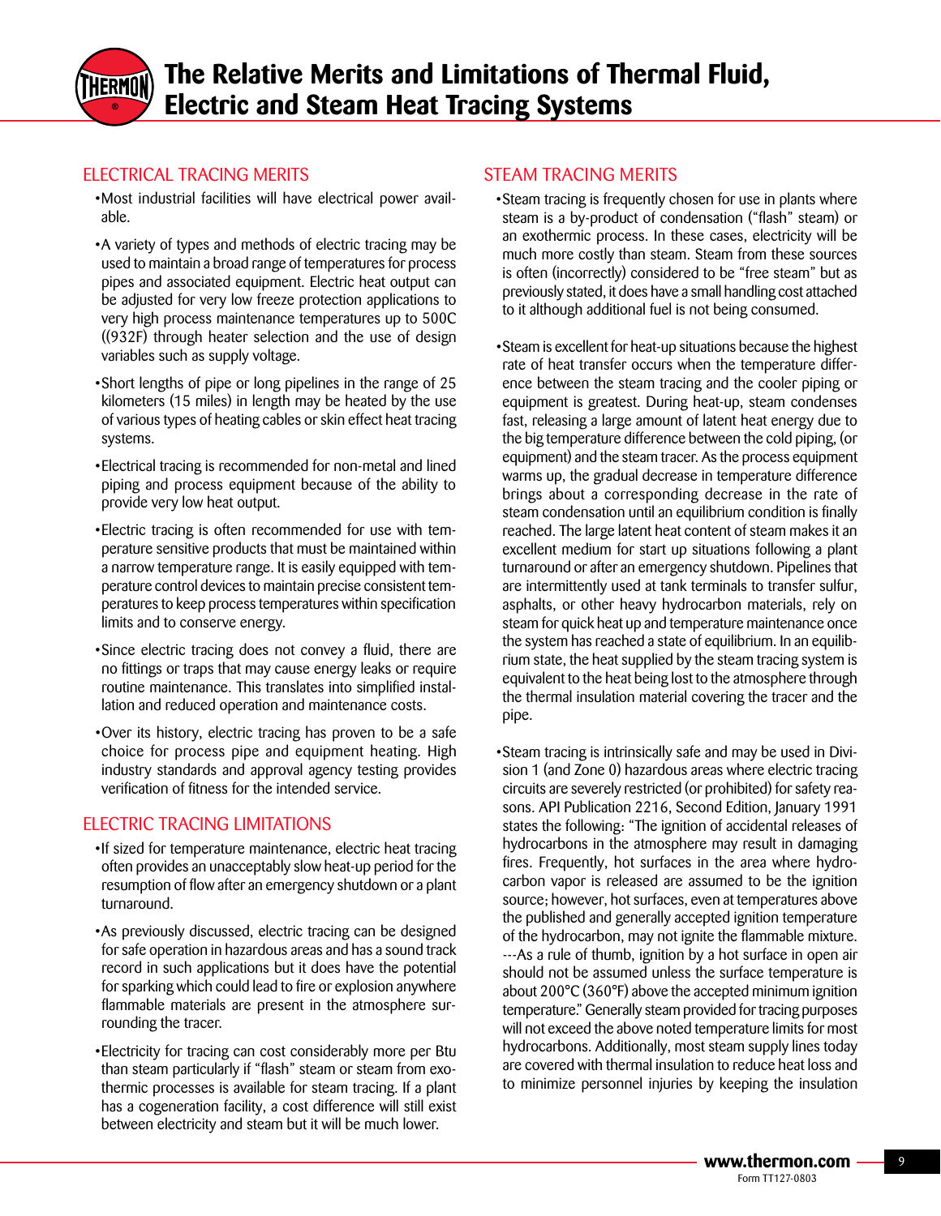## ELECTRICAL TRACING MERITS

- Most industrial facilities will have electrical power available.
- A variety of types and methods of electric tracing may be used to maintain a broad range of temperatures for process pipes and associated equipment. Electric heat output can be adjusted for very low freeze protection applications to very high process maintenance temperatures up to 500C ((932F) through heater selection and the use of design variables such as supply voltage.
- Short lengths of pipe or long pipelines in the range of 25 kilometers (15 miles) in length may be heated by the use of various types of heating cables or skin effect heat tracing systems.
- Electrical tracing is recommended for non-metal and lined piping and process equipment because of the ability to provide very low heat output.
- Electric tracing is often recommended for use with temperature sensitive products that must be maintained within a narrow temperature range. It is easily equipped with temperature control devices to maintain precise consistent temperatures to keep process temperatures within specification limits and to conserve energy.
- Since electric tracing does not convey a fluid, there are no fittings or traps that may cause energy leaks or require routine maintenance. This translates into simplified installation and reduced operation and maintenance costs.
- Over its history, electric tracing has proven to be a safe choice for process pipe and equipment heating. High industry standards and approval agency testing provides verification of fitness for the intended service.

## ELECTRIC TRACING LIMITATIONS

- If sized for temperature maintenance, electric heat tracing often provides an unacceptably slow heat-up period for the resumption of flow after an emergency shutdown or a plant turnaround.
- As previously discussed, electric tracing can be designed for safe operation in hazardous areas and has a sound track record in such applications but it does have the potential for sparking which could lead to fire or explosion anywhere flammable materials are present in the atmosphere surrounding the tracer.
- Electricity for tracing can cost considerably more per Btu than steam particularly if "flash" steam or steam from exothermic processes is available for steam tracing. If a plant has a cogeneration facility, a cost difference will still exist between electricity and steam but it will be much lower.

## STEAM TRACING MERITS

- Steam tracing is frequently chosen for use in plants where steam is a by-product of condensation ("flash" steam) or an exothermic process. In these cases, electricity will be much more costly than steam. Steam from these sources is often (incorrectly) considered to be "free steam" but as previously stated, it does have a small handling cost attached to it although additional fuel is not being consumed.
- Steam is excellent for heat-up situations because the highest rate of heat transfer occurs when the temperature difference between the steam tracing and the cooler piping or equipment is greatest. During heat-up, steam condenses fast, releasing a large amount of latent heat energy due to the big temperature difference between the cold piping, (or equipment) and the steam tracer. As the process equipment warms up, the gradual decrease in temperature difference brings about a corresponding decrease in the rate of steam condensation until an equilibrium condition is finally reached. The large latent heat content of steam makes it an excellent medium for start up situations following a plant turnaround or after an emergency shutdown. Pipelines that are intermittently used at tank terminals to transfer sulfur, asphalts, or other heavy hydrocarbon materials, rely on steam for quick heat up and temperature maintenance once the system has reached a state of equilibrium. In an equilibrium state, the heat supplied by the steam tracing system is equivalent to the heat being lost to the atmosphere through the thermal insulation material covering the tracer and the pipe.
- Steam tracing is intrinsically safe and may be used in Division 1 (and Zone 0) hazardous areas where electric tracing circuits are severely restricted (or prohibited) for safety reasons. API Publication 2216, Second Edition, January 1991 states the following: "The ignition of accidental releases of hydrocarbons in the atmosphere may result in damaging fires. Frequently, hot surfaces in the area where hydrocarbon vapor is released are assumed to be the ignition source; however, hot surfaces, even at temperatures above the published and generally accepted ignition temperature of the hydrocarbon, may not ignite the flammable mixture. ---As a rule of thumb, ignition by a hot surface in open air should not be assumed unless the surface temperature is about 200°C (360°F) above the accepted minimum ignition temperature." Generally steam provided for tracing purposes will not exceed the above noted temperature limits for most hydrocarbons. Additionally, most steam supply lines today are covered with thermal insulation to reduce heat loss and to minimize personnel injuries by keeping the insulation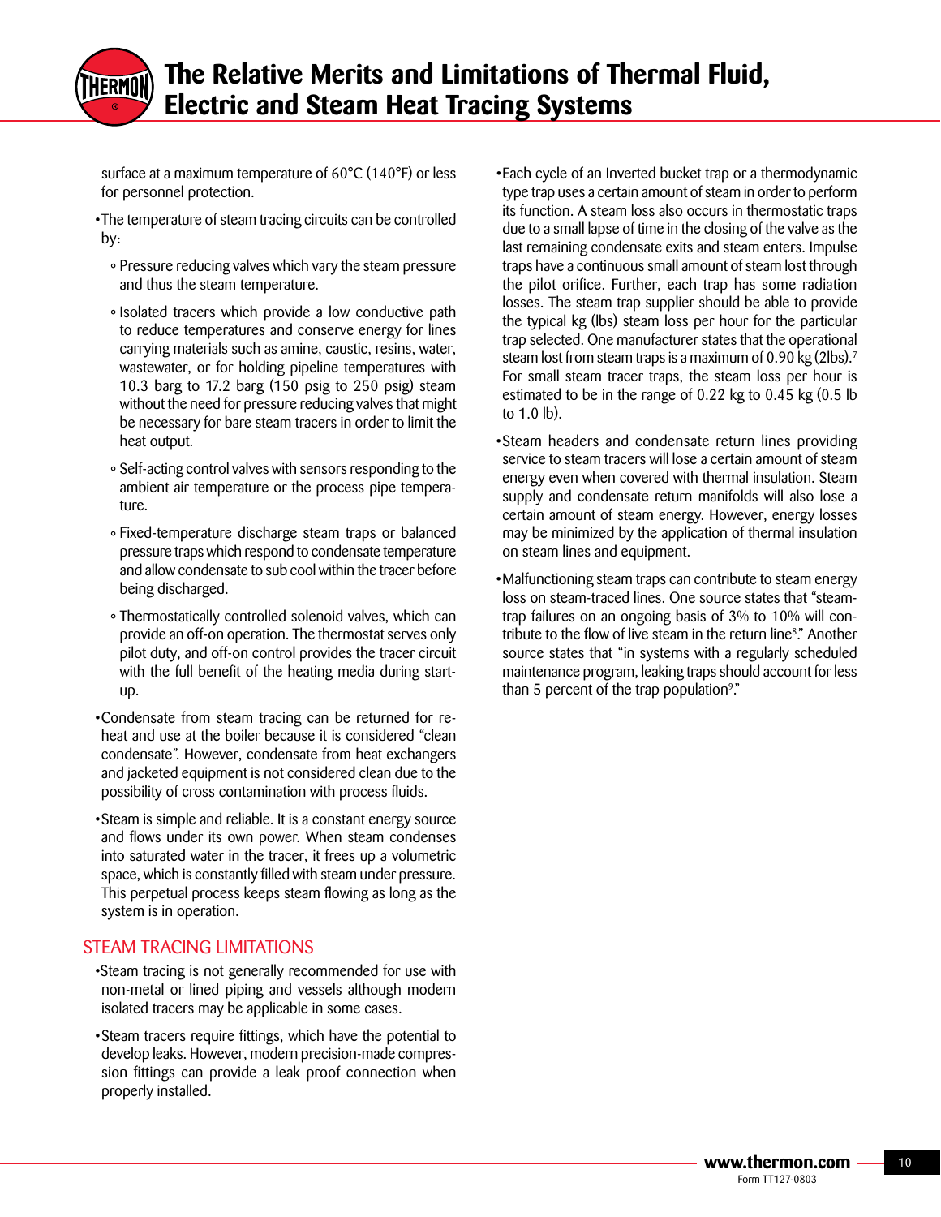surface at a maximum temperature of 60°C (140°F) or less for personnel protection.

- The temperature of steam tracing circuits can be controlled by:
  - Pressure reducing valves which vary the steam pressure and thus the steam temperature.
  - Isolated tracers which provide a low conductive path to reduce temperatures and conserve energy for lines carrying materials such as amine, caustic, resins, water, wastewater, or for holding pipeline temperatures with 10.3 barg to 17.2 barg (150 psig to 250 psig) steam without the need for pressure reducing valves that might be necessary for bare steam tracers in order to limit the heat output.
  - Self-acting control valves with sensors responding to the ambient air temperature or the process pipe temperature.
  - Fixed-temperature discharge steam traps or balanced pressure traps which respond to condensate temperature and allow condensate to sub cool within the tracer before being discharged.
  - Thermostatically controlled solenoid valves, which can provide an off-on operation. The thermostat serves only pilot duty, and off-on control provides the tracer circuit with the full benefit of the heating media during start-up.
- Condensate from steam tracing can be returned for re-heat and use at the boiler because it is considered "clean condensate". However, condensate from heat exchangers and jacketed equipment is not considered clean due to the possibility of cross contamination with process fluids.
- Steam is simple and reliable. It is a constant energy source and flows under its own power. When steam condenses into saturated water in the tracer, it frees up a volumetric space, which is constantly filled with steam under pressure. This perpetual process keeps steam flowing as long as the system is in operation.

## STEAM TRACING LIMITATIONS

- Steam tracing is not generally recommended for use with non-metal or lined piping and vessels although modern isolated tracers may be applicable in some cases.
- Steam tracers require fittings, which have the potential to develop leaks. However, modern precision-made compression fittings can provide a leak proof connection when properly installed.
- Each cycle of an Inverted bucket trap or a thermodynamic type trap uses a certain amount of steam in order to perform its function. A steam loss also occurs in thermostatic traps due to a small lapse of time in the closing of the valve as the last remaining condensate exits and steam enters. Impulse traps have a continuous small amount of steam lost through the pilot orifice. Further, each trap has some radiation losses. The steam trap supplier should be able to provide the typical kg (lbs) steam loss per hour for the particular trap selected. One manufacturer states that the operational steam lost from steam traps is a maximum of 0.90 kg (2lbs).[7] For small steam tracer traps, the steam loss per hour is estimated to be in the range of 0.22 kg to 0.45 kg (0.5 lb to 1.0 lb).
- Steam headers and condensate return lines providing service to steam tracers will lose a certain amount of steam energy even when covered with thermal insulation. Steam supply and condensate return manifolds will also lose a certain amount of steam energy. However, energy losses may be minimized by the application of thermal insulation on steam lines and equipment.
- Malfunctioning steam traps can contribute to steam energy loss on steam-traced lines. One source states that "steam-trap failures on an ongoing basis of 3% to 10% will contribute to the flow of live steam in the return line[8]." Another source states that "in systems with a regularly scheduled maintenance program, leaking traps should account for less than 5 percent of the trap population[9]."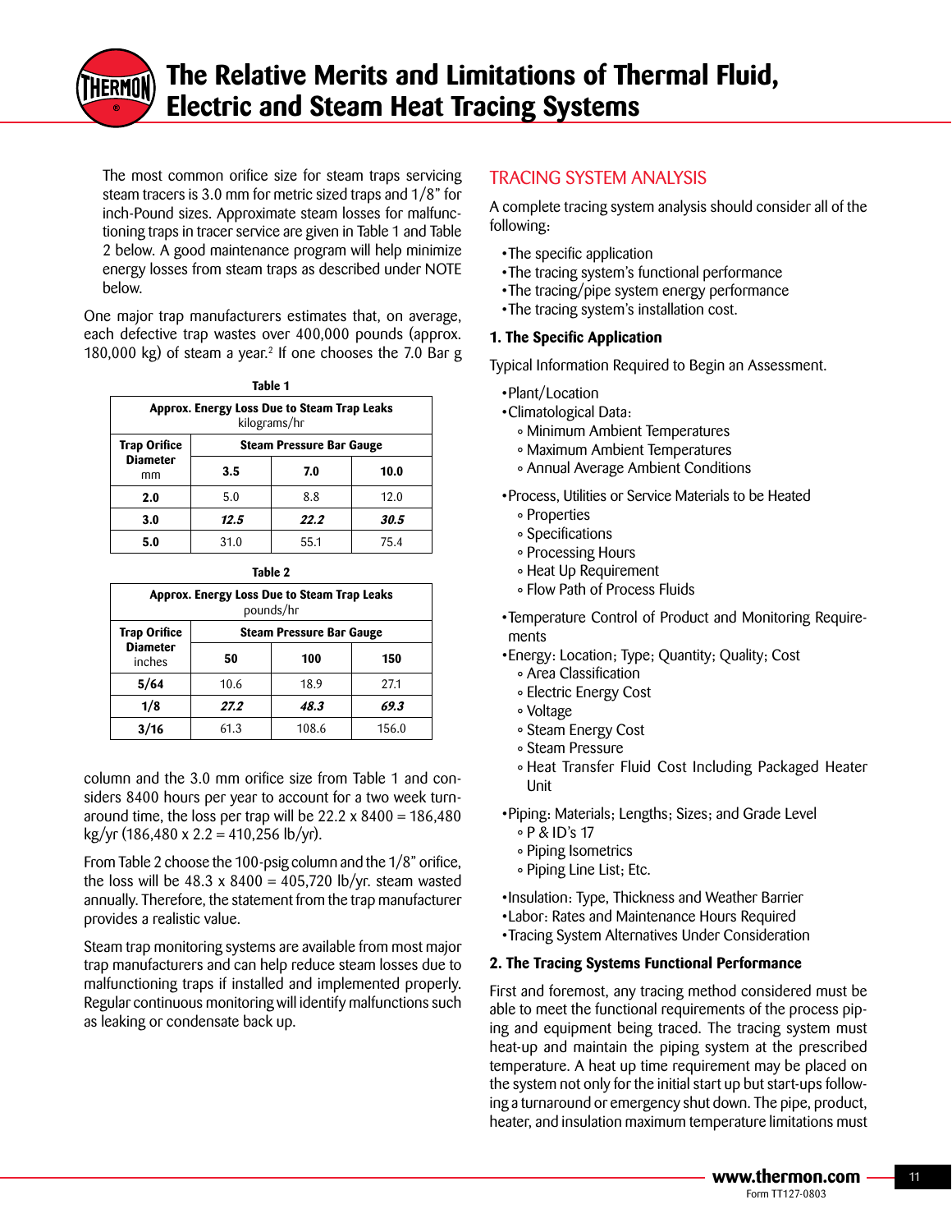The most common orifice size for steam traps servicing steam tracers is 3.0 mm for metric sized traps and 1/8" for inch-Pound sizes. Approximate steam losses for malfunctioning traps in tracer service are given in Table 1 and Table 2 below. A good maintenance program will help minimize energy losses from steam traps as described under NOTE below.

One major trap manufacturers estimates that, on average, each defective trap wastes over 400,000 pounds (approx. 180,000 kg) of steam a year.[2] If one chooses the 7.0 Bar g column and the 3.0 mm orifice size from Table 1 and considers 8400 hours per year to account for a two week turnaround time, the loss per trap will be 22.2 x 8400 = 186,480 kg/yr (186,480 x 2.2 = 410,256 lb/yr).

**Table 1**

| Approx. Energy Loss Due to Steam Trap Leaks kilograms/hr | | | |
|---|---|---|---|
| **Trap Orifice Diameter** mm | **Steam Pressure Bar Gauge** | | |
| | **3.5** | **7.0** | **10.0** |
| **2.0** | 5.0 | 8.8 | 12.0 |
| **3.0** | ***12.5*** | ***22.2*** | ***30.5*** |
| **5.0** | 31.0 | 55.1 | 75.4 |

**Table 2**

| Approx. Energy Loss Due to Steam Trap Leaks pounds/hr | | | |
|---|---|---|---|
| **Trap Orifice Diameter** inches | **Steam Pressure Bar Gauge** | | |
| | **50** | **100** | **150** |
| **5/64** | 10.6 | 18.9 | 27.1 |
| **1/8** | ***27.2*** | ***48.3*** | ***69.3*** |
| **3/16** | 61.3 | 108.6 | 156.0 |

From Table 2 choose the 100-psig column and the 1/8" orifice, the loss will be 48.3 x 8400 = 405,720 lb/yr. steam wasted annually. Therefore, the statement from the trap manufacturer provides a realistic value.

Steam trap monitoring systems are available from most major trap manufacturers and can help reduce steam losses due to malfunctioning traps if installed and implemented properly. Regular continuous monitoring will identify malfunctions such as leaking or condensate back up.

## TRACING SYSTEM ANALYSIS

A complete tracing system analysis should consider all of the following:

- The specific application
- The tracing system's functional performance
- The tracing/pipe system energy performance
- The tracing system's installation cost.

### 1. The Specific Application

Typical Information Required to Begin an Assessment.

- Plant/Location
- Climatological Data:
  - Minimum Ambient Temperatures
  - Maximum Ambient Temperatures
  - Annual Average Ambient Conditions
- Process, Utilities or Service Materials to be Heated
  - Properties
  - Specifications
  - Processing Hours
  - Heat Up Requirement
  - Flow Path of Process Fluids
- Temperature Control of Product and Monitoring Requirements
- Energy: Location; Type; Quantity; Quality; Cost
  - Area Classification
  - Electric Energy Cost
  - Voltage
  - Steam Energy Cost
  - Steam Pressure
  - Heat Transfer Fluid Cost Including Packaged Heater Unit
- Piping: Materials; Lengths; Sizes; and Grade Level
  - P & ID's 17
  - Piping Isometrics
  - Piping Line List; Etc.
- Insulation: Type, Thickness and Weather Barrier
- Labor: Rates and Maintenance Hours Required
- Tracing System Alternatives Under Consideration

### 2. The Tracing Systems Functional Performance

First and foremost, any tracing method considered must be able to meet the functional requirements of the process piping and equipment being traced. The tracing system must heat-up and maintain the piping system at the prescribed temperature. A heat up time requirement may be placed on the system not only for the initial start up but start-ups following a turnaround or emergency shut down. The pipe, product, heater, and insulation maximum temperature limitations must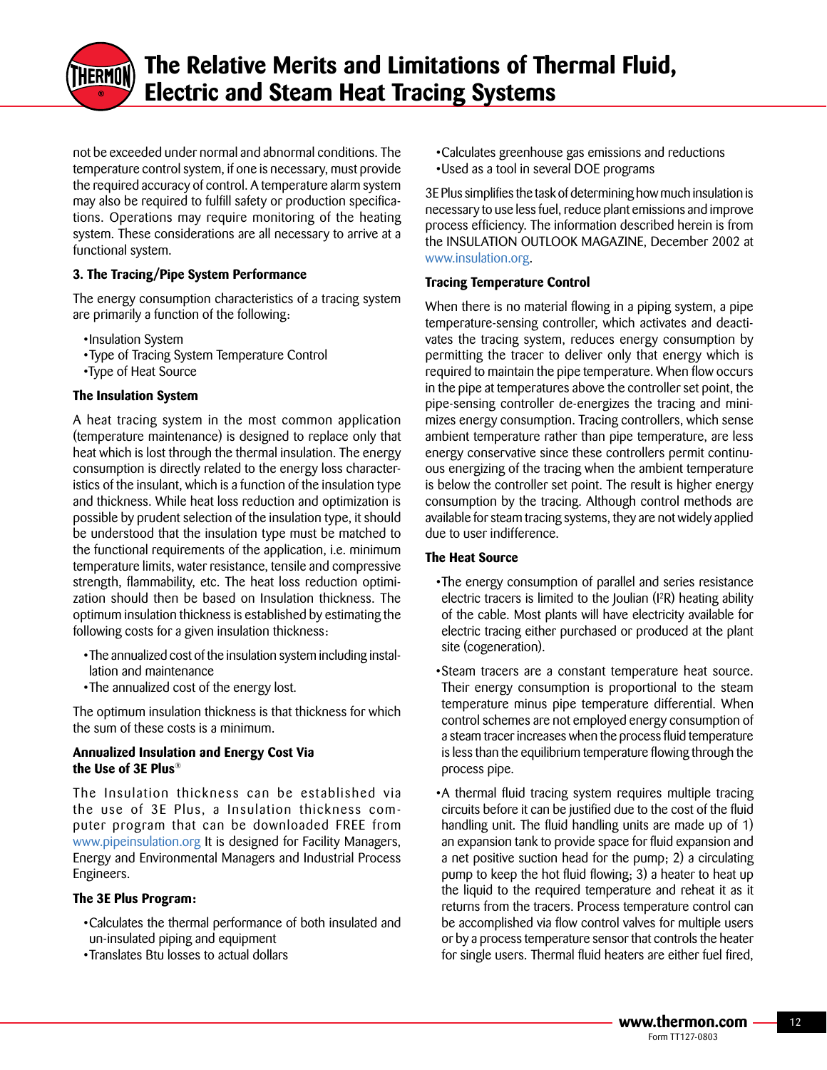not be exceeded under normal and abnormal conditions. The temperature control system, if one is necessary, must provide the required accuracy of control. A temperature alarm system may also be required to fulfill safety or production specifications. Operations may require monitoring of the heating system. These considerations are all necessary to arrive at a functional system.

### 3. The Tracing/Pipe System Performance

The energy consumption characteristics of a tracing system are primarily a function of the following:

- Insulation System
- Type of Tracing System Temperature Control
- Type of Heat Source

### The Insulation System

A heat tracing system in the most common application (temperature maintenance) is designed to replace only that heat which is lost through the thermal insulation. The energy consumption is directly related to the energy loss characteristics of the insulant, which is a function of the insulation type and thickness. While heat loss reduction and optimization is possible by prudent selection of the insulation type, it should be understood that the insulation type must be matched to the functional requirements of the application, i.e. minimum temperature limits, water resistance, tensile and compressive strength, flammability, etc. The heat loss reduction optimization should then be based on Insulation thickness. The optimum insulation thickness is established by estimating the following costs for a given insulation thickness:

- The annualized cost of the insulation system including installation and maintenance
- The annualized cost of the energy lost.

The optimum insulation thickness is that thickness for which the sum of these costs is a minimum.

### Annualized Insulation and Energy Cost Via the Use of 3E Plus®

The Insulation thickness can be established via the use of 3E Plus, a Insulation thickness computer program that can be downloaded FREE from www.pipeinsulation.org It is designed for Facility Managers, Energy and Environmental Managers and Industrial Process Engineers.

### The 3E Plus Program:

- Calculates the thermal performance of both insulated and un-insulated piping and equipment
- Translates Btu losses to actual dollars
- Calculates greenhouse gas emissions and reductions
- Used as a tool in several DOE programs

3E Plus simplifies the task of determining how much insulation is necessary to use less fuel, reduce plant emissions and improve process efficiency. The information described herein is from the INSULATION OUTLOOK MAGAZINE, December 2002 at www.insulation.org.

### Tracing Temperature Control

When there is no material flowing in a piping system, a pipe temperature-sensing controller, which activates and deactivates the tracing system, reduces energy consumption by permitting the tracer to deliver only that energy which is required to maintain the pipe temperature. When flow occurs in the pipe at temperatures above the controller set point, the pipe-sensing controller de-energizes the tracing and minimizes energy consumption. Tracing controllers, which sense ambient temperature rather than pipe temperature, are less energy conservative since these controllers permit continuous energizing of the tracing when the ambient temperature is below the controller set point. The result is higher energy consumption by the tracing. Although control methods are available for steam tracing systems, they are not widely applied due to user indifference.

### The Heat Source

- The energy consumption of parallel and series resistance electric tracers is limited to the Joulian ($I^2R$) heating ability of the cable. Most plants will have electricity available for electric tracing either purchased or produced at the plant site (cogeneration).
- Steam tracers are a constant temperature heat source. Their energy consumption is proportional to the steam temperature minus pipe temperature differential. When control schemes are not employed energy consumption of a steam tracer increases when the process fluid temperature is less than the equilibrium temperature flowing through the process pipe.
- A thermal fluid tracing system requires multiple tracing circuits before it can be justified due to the cost of the fluid handling unit. The fluid handling units are made up of 1) an expansion tank to provide space for fluid expansion and a net positive suction head for the pump; 2) a circulating pump to keep the hot fluid flowing; 3) a heater to heat up the liquid to the required temperature and reheat it as it returns from the tracers. Process temperature control can be accomplished via flow control valves for multiple users or by a process temperature sensor that controls the heater for single users. Thermal fluid heaters are either fuel fired,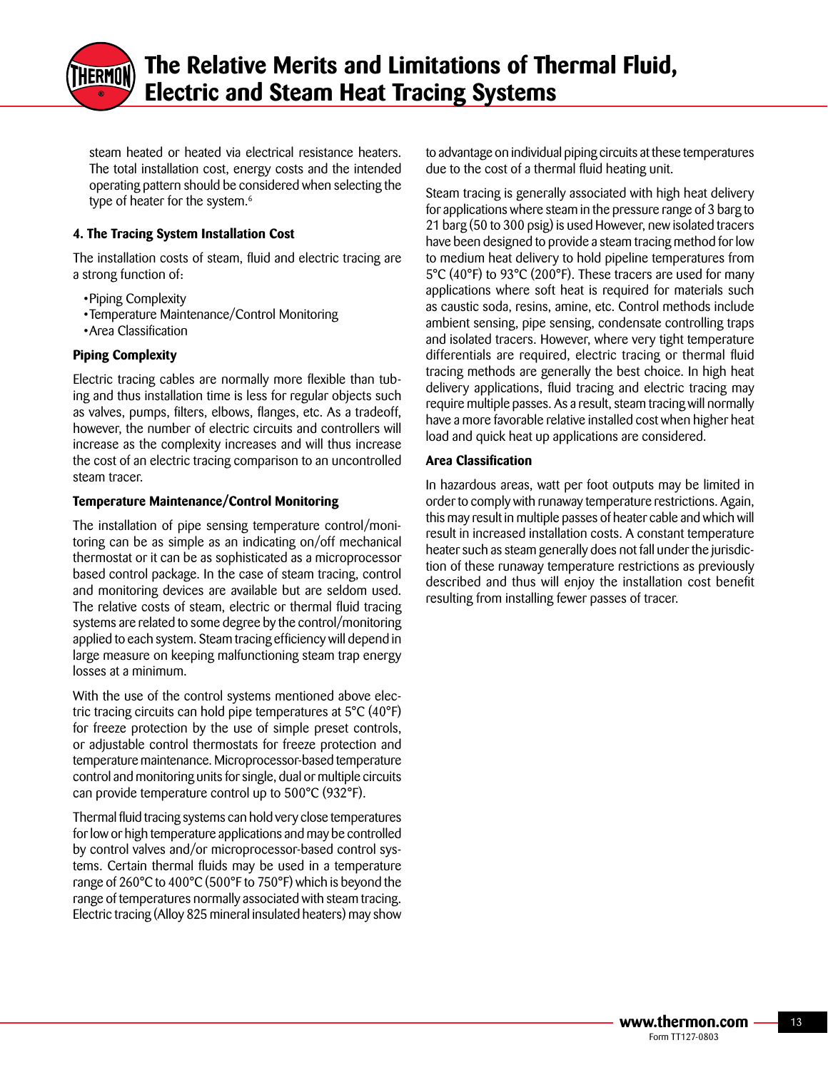steam heated or heated via electrical resistance heaters. The total installation cost, energy costs and the intended operating pattern should be considered when selecting the type of heater for the system.[6]

### 4. The Tracing System Installation Cost

The installation costs of steam, fluid and electric tracing are a strong function of:

- Piping Complexity
- Temperature Maintenance/Control Monitoring
- Area Classification

#### Piping Complexity

Electric tracing cables are normally more flexible than tubing and thus installation time is less for regular objects such as valves, pumps, filters, elbows, flanges, etc. As a tradeoff, however, the number of electric circuits and controllers will increase as the complexity increases and will thus increase the cost of an electric tracing comparison to an uncontrolled steam tracer.

#### Temperature Maintenance/Control Monitoring

The installation of pipe sensing temperature control/monitoring can be as simple as an indicating on/off mechanical thermostat or it can be as sophisticated as a microprocessor based control package. In the case of steam tracing, control and monitoring devices are available but are seldom used. The relative costs of steam, electric or thermal fluid tracing systems are related to some degree by the control/monitoring applied to each system. Steam tracing efficiency will depend in large measure on keeping malfunctioning steam trap energy losses at a minimum.

With the use of the control systems mentioned above electric tracing circuits can hold pipe temperatures at 5°C (40°F) for freeze protection by the use of simple preset controls, or adjustable control thermostats for freeze protection and temperature maintenance. Microprocessor-based temperature control and monitoring units for single, dual or multiple circuits can provide temperature control up to 500°C (932°F).

Thermal fluid tracing systems can hold very close temperatures for low or high temperature applications and may be controlled by control valves and/or microprocessor-based control systems. Certain thermal fluids may be used in a temperature range of 260°C to 400°C (500°F to 750°F) which is beyond the range of temperatures normally associated with steam tracing. Electric tracing (Alloy 825 mineral insulated heaters) may show to advantage on individual piping circuits at these temperatures due to the cost of a thermal fluid heating unit.

Steam tracing is generally associated with high heat delivery for applications where steam in the pressure range of 3 barg to 21 barg (50 to 300 psig) is used However, new isolated tracers have been designed to provide a steam tracing method for low to medium heat delivery to hold pipeline temperatures from 5°C (40°F) to 93°C (200°F). These tracers are used for many applications where soft heat is required for materials such as caustic soda, resins, amine, etc. Control methods include ambient sensing, pipe sensing, condensate controlling traps and isolated tracers. However, where very tight temperature differentials are required, electric tracing or thermal fluid tracing methods are generally the best choice. In high heat delivery applications, fluid tracing and electric tracing may require multiple passes. As a result, steam tracing will normally have a more favorable relative installed cost when higher heat load and quick heat up applications are considered.

#### Area Classification

In hazardous areas, watt per foot outputs may be limited in order to comply with runaway temperature restrictions. Again, this may result in multiple passes of heater cable and which will result in increased installation costs. A constant temperature heater such as steam generally does not fall under the jurisdiction of these runaway temperature restrictions as previously described and thus will enjoy the installation cost benefit resulting from installing fewer passes of tracer.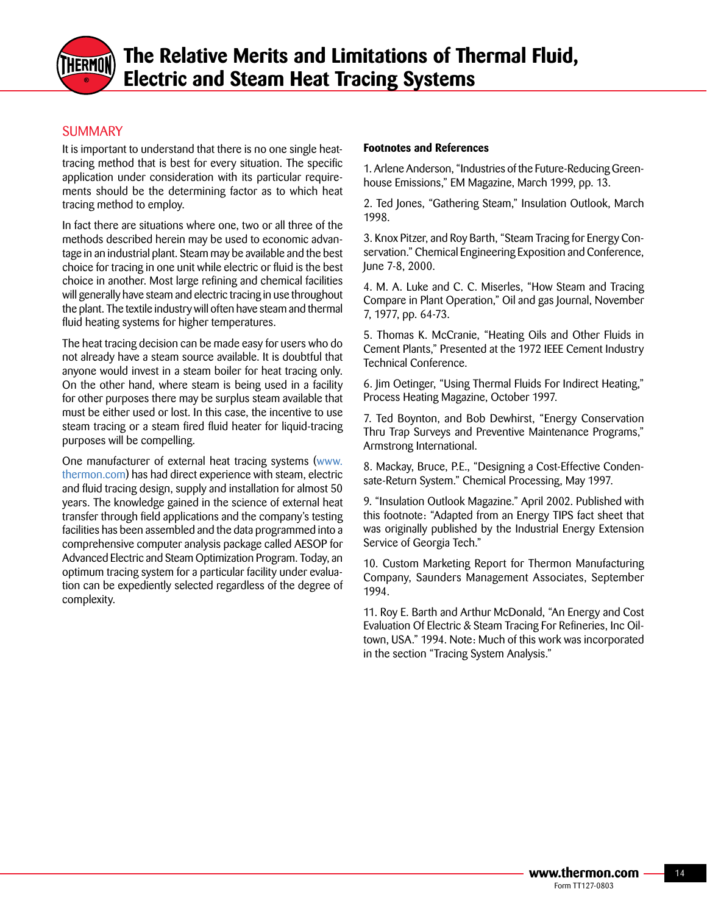## SUMMARY

It is important to understand that there is no one single heat-tracing method that is best for every situation. The specific application under consideration with its particular requirements should be the determining factor as to which heat tracing method to employ.

In fact there are situations where one, two or all three of the methods described herein may be used to economic advantage in an industrial plant. Steam may be available and the best choice for tracing in one unit while electric or fluid is the best choice in another. Most large refining and chemical facilities will generally have steam and electric tracing in use throughout the plant. The textile industry will often have steam and thermal fluid heating systems for higher temperatures.

The heat tracing decision can be made easy for users who do not already have a steam source available. It is doubtful that anyone would invest in a steam boiler for heat tracing only. On the other hand, where steam is being used in a facility for other purposes there may be surplus steam available that must be either used or lost. In this case, the incentive to use steam tracing or a steam fired fluid heater for liquid-tracing purposes will be compelling.

One manufacturer of external heat tracing systems (www.thermon.com) has had direct experience with steam, electric and fluid tracing design, supply and installation for almost 50 years. The knowledge gained in the science of external heat transfer through field applications and the company's testing facilities has been assembled and the data programmed into a comprehensive computer analysis package called AESOP for Advanced Electric and Steam Optimization Program. Today, an optimum tracing system for a particular facility under evaluation can be expediently selected regardless of the degree of complexity.

**Footnotes and References**

1. Arlene Anderson, "Industries of the Future-Reducing Greenhouse Emissions," EM Magazine, March 1999, pp. 13.

2. Ted Jones, "Gathering Steam," Insulation Outlook, March 1998.

3. Knox Pitzer, and Roy Barth, "Steam Tracing for Energy Conservation." Chemical Engineering Exposition and Conference, June 7-8, 2000.

4. M. A. Luke and C. C. Miserles, "How Steam and Tracing Compare in Plant Operation," Oil and gas Journal, November 7, 1977, pp. 64-73.

5. Thomas K. McCranie, "Heating Oils and Other Fluids in Cement Plants," Presented at the 1972 IEEE Cement Industry Technical Conference.

6. Jim Oetinger, "Using Thermal Fluids For Indirect Heating," Process Heating Magazine, October 1997.

7. Ted Boynton, and Bob Dewhirst, "Energy Conservation Thru Trap Surveys and Preventive Maintenance Programs," Armstrong International.

8. Mackay, Bruce, P.E., "Designing a Cost-Effective Condensate-Return System." Chemical Processing, May 1997.

9. "Insulation Outlook Magazine." April 2002. Published with this footnote: "Adapted from an Energy TIPS fact sheet that was originally published by the Industrial Energy Extension Service of Georgia Tech."

10. Custom Marketing Report for Thermon Manufacturing Company, Saunders Management Associates, September 1994.

11. Roy E. Barth and Arthur McDonald, "An Energy and Cost Evaluation Of Electric & Steam Tracing For Refineries, Inc Oiltown, USA." 1994. Note: Much of this work was incorporated in the section "Tracing System Analysis."